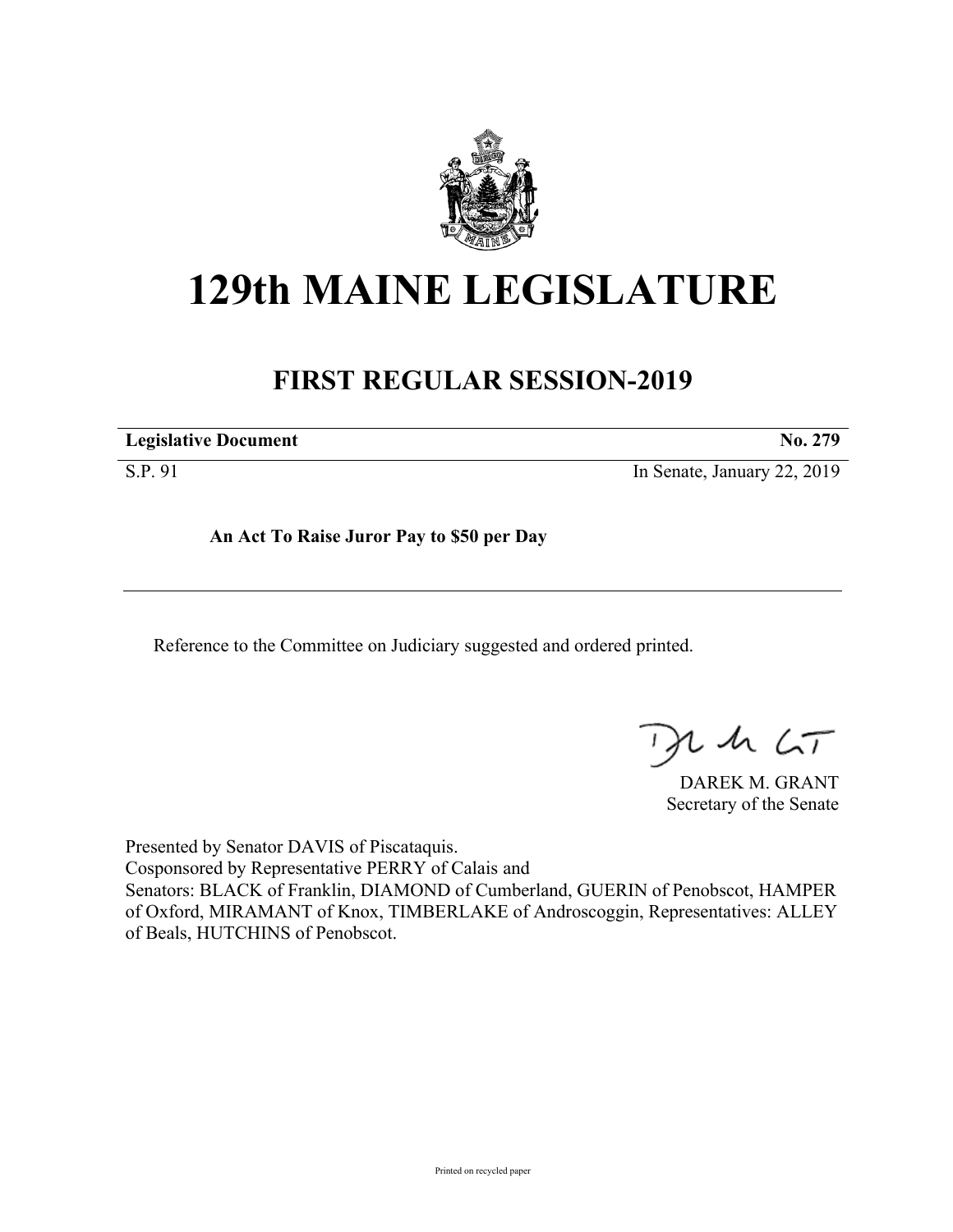# 129th MAINE LEGISLATURE

## FIRST REGULAR SESSION-2019

| **Legislative Document** | **No. 279** |
|---|---|
| S.P. 91 | In Senate, January 22, 2019 |

**An Act To Raise Juror Pay to $50 per Day**

Reference to the Committee on Judiciary suggested and ordered printed.

DAREK M. GRANT
Secretary of the Senate

Presented by Senator DAVIS of Piscataquis.
Cosponsored by Representative PERRY of Calais and
Senators: BLACK of Franklin, DIAMOND of Cumberland, GUERIN of Penobscot, HAMPER of Oxford, MIRAMANT of Knox, TIMBERLAKE of Androscoggin, Representatives: ALLEY of Beals, HUTCHINS of Penobscot.

Printed on recycled paper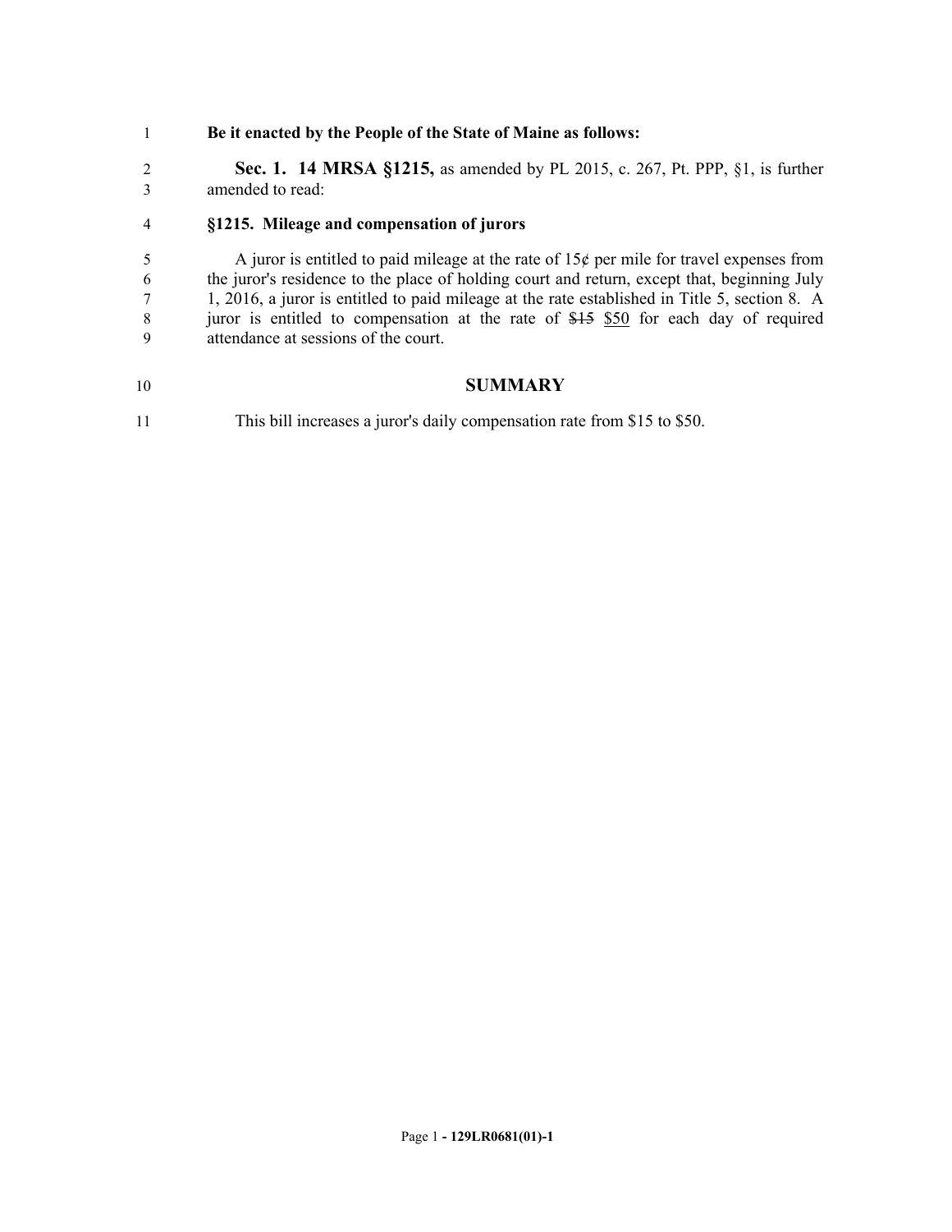**Be it enacted by the People of the State of Maine as follows:**

**Sec. 1. 14 MRSA §1215,** as amended by PL 2015, c. 267, Pt. PPP, §1, is further amended to read:

**§1215. Mileage and compensation of jurors**

A juror is entitled to paid mileage at the rate of 15¢ per mile for travel expenses from the juror's residence to the place of holding court and return, except that, beginning July 1, 2016, a juror is entitled to paid mileage at the rate established in Title 5, section 8. A juror is entitled to compensation at the rate of ~~$15~~ <u>$50</u> for each day of required attendance at sessions of the court.

## SUMMARY

This bill increases a juror's daily compensation rate from $15 to $50.